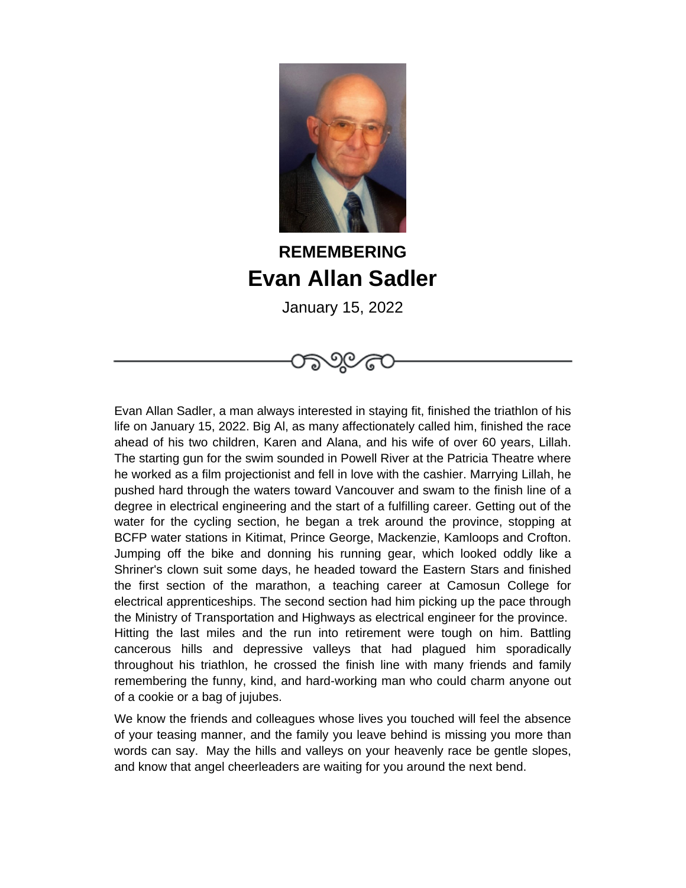**REMEMBERING**

# Evan Allan Sadler

January 15, 2022

---

Evan Allan Sadler, a man always interested in staying fit, finished the triathlon of his life on January 15, 2022. Big Al, as many affectionately called him, finished the race ahead of his two children, Karen and Alana, and his wife of over 60 years, Lillah. The starting gun for the swim sounded in Powell River at the Patricia Theatre where he worked as a film projectionist and fell in love with the cashier. Marrying Lillah, he pushed hard through the waters toward Vancouver and swam to the finish line of a degree in electrical engineering and the start of a fulfilling career. Getting out of the water for the cycling section, he began a trek around the province, stopping at BCFP water stations in Kitimat, Prince George, Mackenzie, Kamloops and Crofton. Jumping off the bike and donning his running gear, which looked oddly like a Shriner's clown suit some days, he headed toward the Eastern Stars and finished the first section of the marathon, a teaching career at Camosun College for electrical apprenticeships. The second section had him picking up the pace through the Ministry of Transportation and Highways as electrical engineer for the province. Hitting the last miles and the run into retirement were tough on him. Battling cancerous hills and depressive valleys that had plagued him sporadically throughout his triathlon, he crossed the finish line with many friends and family remembering the funny, kind, and hard-working man who could charm anyone out of a cookie or a bag of jujubes.

We know the friends and colleagues whose lives you touched will feel the absence of your teasing manner, and the family you leave behind is missing you more than words can say. May the hills and valleys on your heavenly race be gentle slopes, and know that angel cheerleaders are waiting for you around the next bend.